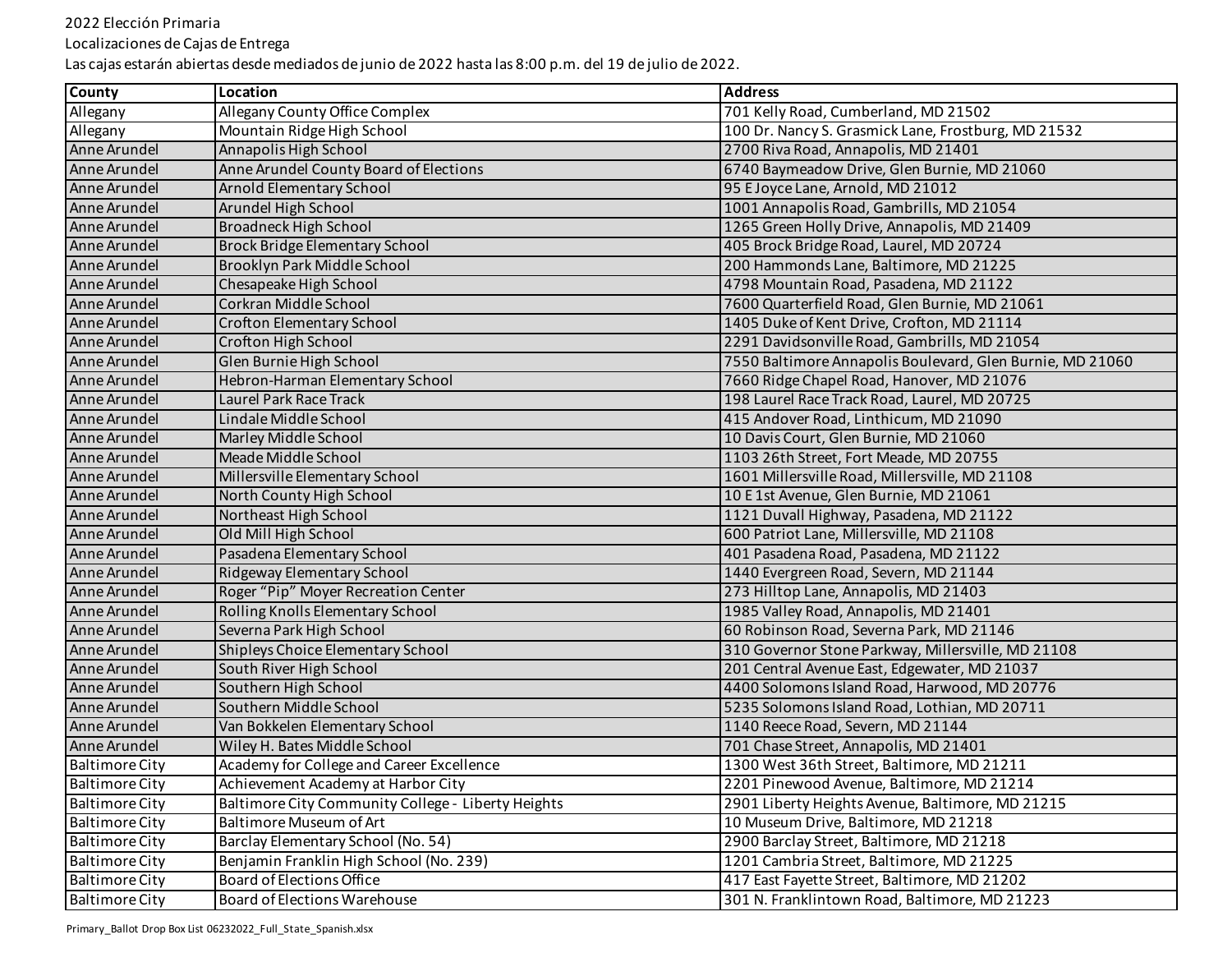2022 Elección Primaria

Localizaciones de Cajas de Entrega

Las cajas estarán abiertas desde mediados de junio de 2022 hasta las 8:00 p.m. del 19 de julio de 2022.

| County | Location | Address |
|---|---|---|
| Allegany | Allegany County Office Complex | 701 Kelly Road, Cumberland, MD 21502 |
| Allegany | Mountain Ridge High School | 100 Dr. Nancy S. Grasmick Lane, Frostburg, MD 21532 |
| Anne Arundel | Annapolis High School | 2700 Riva Road, Annapolis, MD 21401 |
| Anne Arundel | Anne Arundel County Board of Elections | 6740 Baymeadow Drive, Glen Burnie, MD 21060 |
| Anne Arundel | Arnold Elementary School | 95 E Joyce Lane, Arnold, MD 21012 |
| Anne Arundel | Arundel High School | 1001 Annapolis Road, Gambrills, MD 21054 |
| Anne Arundel | Broadneck High School | 1265 Green Holly Drive, Annapolis, MD 21409 |
| Anne Arundel | Brock Bridge Elementary School | 405 Brock Bridge Road, Laurel, MD 20724 |
| Anne Arundel | Brooklyn Park Middle School | 200 Hammonds Lane, Baltimore, MD 21225 |
| Anne Arundel | Chesapeake High School | 4798 Mountain Road, Pasadena, MD 21122 |
| Anne Arundel | Corkran Middle School | 7600 Quarterfield Road, Glen Burnie, MD 21061 |
| Anne Arundel | Crofton Elementary School | 1405 Duke of Kent Drive, Crofton, MD 21114 |
| Anne Arundel | Crofton High School | 2291 Davidsonville Road, Gambrills, MD 21054 |
| Anne Arundel | Glen Burnie High School | 7550 Baltimore Annapolis Boulevard, Glen Burnie, MD 21060 |
| Anne Arundel | Hebron-Harman Elementary School | 7660 Ridge Chapel Road, Hanover, MD 21076 |
| Anne Arundel | Laurel Park Race Track | 198 Laurel Race Track Road, Laurel, MD 20725 |
| Anne Arundel | Lindale Middle School | 415 Andover Road, Linthicum, MD 21090 |
| Anne Arundel | Marley Middle School | 10 Davis Court, Glen Burnie, MD 21060 |
| Anne Arundel | Meade Middle School | 1103 26th Street, Fort Meade, MD 20755 |
| Anne Arundel | Millersville Elementary School | 1601 Millersville Road, Millersville, MD 21108 |
| Anne Arundel | North County High School | 10 E 1st Avenue, Glen Burnie, MD 21061 |
| Anne Arundel | Northeast High School | 1121 Duvall Highway, Pasadena, MD 21122 |
| Anne Arundel | Old Mill High School | 600 Patriot Lane, Millersville, MD 21108 |
| Anne Arundel | Pasadena Elementary School | 401 Pasadena Road, Pasadena, MD 21122 |
| Anne Arundel | Ridgeway Elementary School | 1440 Evergreen Road, Severn, MD 21144 |
| Anne Arundel | Roger “Pip” Moyer Recreation Center | 273 Hilltop Lane, Annapolis, MD 21403 |
| Anne Arundel | Rolling Knolls Elementary School | 1985 Valley Road, Annapolis, MD 21401 |
| Anne Arundel | Severna Park High School | 60 Robinson Road, Severna Park, MD 21146 |
| Anne Arundel | Shipleys Choice Elementary School | 310 Governor Stone Parkway, Millersville, MD 21108 |
| Anne Arundel | South River High School | 201 Central Avenue East, Edgewater, MD 21037 |
| Anne Arundel | Southern High School | 4400 Solomons Island Road, Harwood, MD 20776 |
| Anne Arundel | Southern Middle School | 5235 Solomons Island Road, Lothian, MD 20711 |
| Anne Arundel | Van Bokkelen Elementary School | 1140 Reece Road, Severn, MD 21144 |
| Anne Arundel | Wiley H. Bates Middle School | 701 Chase Street, Annapolis, MD 21401 |
| Baltimore City | Academy for College and Career Excellence | 1300 West 36th Street, Baltimore, MD 21211 |
| Baltimore City | Achievement Academy at Harbor City | 2201 Pinewood Avenue, Baltimore, MD 21214 |
| Baltimore City | Baltimore City Community College - Liberty Heights | 2901 Liberty Heights Avenue, Baltimore, MD 21215 |
| Baltimore City | Baltimore Museum of Art | 10 Museum Drive, Baltimore, MD 21218 |
| Baltimore City | Barclay Elementary School (No. 54) | 2900 Barclay Street, Baltimore, MD 21218 |
| Baltimore City | Benjamin Franklin High School (No. 239) | 1201 Cambria Street, Baltimore, MD 21225 |
| Baltimore City | Board of Elections Office | 417 East Fayette Street, Baltimore, MD 21202 |
| Baltimore City | Board of Elections Warehouse | 301 N. Franklintown Road, Baltimore, MD 21223 |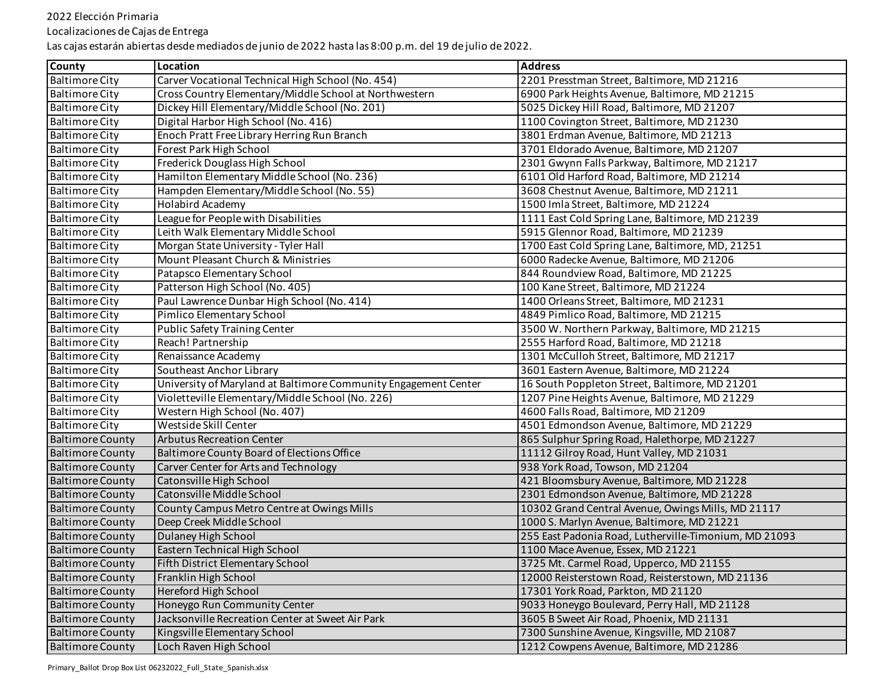2022 Elección Primaria

Localizaciones de Cajas de Entrega

Las cajas estarán abiertas desde mediados de junio de 2022 hasta las 8:00 p.m. del 19 de julio de 2022.

| County | Location | Address |
| --- | --- | --- |
| Baltimore City | Carver Vocational Technical High School (No. 454) | 2201 Presstman Street, Baltimore, MD 21216 |
| Baltimore City | Cross Country Elementary/Middle School at Northwestern | 6900 Park Heights Avenue, Baltimore, MD 21215 |
| Baltimore City | Dickey Hill Elementary/Middle School (No. 201) | 5025 Dickey Hill Road, Baltimore, MD 21207 |
| Baltimore City | Digital Harbor High School (No. 416) | 1100 Covington Street, Baltimore, MD 21230 |
| Baltimore City | Enoch Pratt Free Library Herring Run Branch | 3801 Erdman Avenue, Baltimore, MD 21213 |
| Baltimore City | Forest Park High School | 3701 Eldorado Avenue, Baltimore, MD 21207 |
| Baltimore City | Frederick Douglass High School | 2301 Gwynn Falls Parkway, Baltimore, MD 21217 |
| Baltimore City | Hamilton Elementary Middle School (No. 236) | 6101 Old Harford Road, Baltimore, MD 21214 |
| Baltimore City | Hampden Elementary/Middle School (No. 55) | 3608 Chestnut Avenue, Baltimore, MD 21211 |
| Baltimore City | Holabird Academy | 1500 Imla Street, Baltimore, MD 21224 |
| Baltimore City | League for People with Disabilities | 1111 East Cold Spring Lane, Baltimore, MD 21239 |
| Baltimore City | Leith Walk Elementary Middle School | 5915 Glennor Road, Baltimore, MD 21239 |
| Baltimore City | Morgan State University - Tyler Hall | 1700 East Cold Spring Lane, Baltimore, MD, 21251 |
| Baltimore City | Mount Pleasant Church & Ministries | 6000 Radecke Avenue, Baltimore, MD 21206 |
| Baltimore City | Patapsco Elementary School | 844 Roundview Road, Baltimore, MD 21225 |
| Baltimore City | Patterson High School (No. 405) | 100 Kane Street, Baltimore, MD 21224 |
| Baltimore City | Paul Lawrence Dunbar High School (No. 414) | 1400 Orleans Street, Baltimore, MD 21231 |
| Baltimore City | Pimlico Elementary School | 4849 Pimlico Road, Baltimore, MD 21215 |
| Baltimore City | Public Safety Training Center | 3500 W. Northern Parkway, Baltimore, MD 21215 |
| Baltimore City | Reach! Partnership | 2555 Harford Road, Baltimore, MD 21218 |
| Baltimore City | Renaissance Academy | 1301 McCulloh Street, Baltimore, MD 21217 |
| Baltimore City | Southeast Anchor Library | 3601 Eastern Avenue, Baltimore, MD 21224 |
| Baltimore City | University of Maryland at Baltimore Community Engagement Center | 16 South Poppleton Street, Baltimore, MD 21201 |
| Baltimore City | Violetteville Elementary/Middle School (No. 226) | 1207 Pine Heights Avenue, Baltimore, MD 21229 |
| Baltimore City | Western High School (No. 407) | 4600 Falls Road, Baltimore, MD 21209 |
| Baltimore City | Westside Skill Center | 4501 Edmondson Avenue, Baltimore, MD 21229 |
| Baltimore County | Arbutus Recreation Center | 865 Sulphur Spring Road, Halethorpe, MD 21227 |
| Baltimore County | Baltimore County Board of Elections Office | 11112 Gilroy Road, Hunt Valley, MD 21031 |
| Baltimore County | Carver Center for Arts and Technology | 938 York Road, Towson, MD 21204 |
| Baltimore County | Catonsville High School | 421 Bloomsbury Avenue, Baltimore, MD 21228 |
| Baltimore County | Catonsville Middle School | 2301 Edmondson Avenue, Baltimore, MD 21228 |
| Baltimore County | County Campus Metro Centre at Owings Mills | 10302 Grand Central Avenue, Owings Mills, MD 21117 |
| Baltimore County | Deep Creek Middle School | 1000 S. Marlyn Avenue, Baltimore, MD 21221 |
| Baltimore County | Dulaney High School | 255 East Padonia Road, Lutherville-Timonium, MD 21093 |
| Baltimore County | Eastern Technical High School | 1100 Mace Avenue, Essex, MD 21221 |
| Baltimore County | Fifth District Elementary School | 3725 Mt. Carmel Road, Upperco, MD 21155 |
| Baltimore County | Franklin High School | 12000 Reisterstown Road, Reisterstown, MD 21136 |
| Baltimore County | Hereford High School | 17301 York Road, Parkton, MD 21120 |
| Baltimore County | Honeygo Run Community Center | 9033 Honeygo Boulevard, Perry Hall, MD 21128 |
| Baltimore County | Jacksonville Recreation Center at Sweet Air Park | 3605 B Sweet Air Road, Phoenix, MD 21131 |
| Baltimore County | Kingsville Elementary School | 7300 Sunshine Avenue, Kingsville, MD 21087 |
| Baltimore County | Loch Raven High School | 1212 Cowpens Avenue, Baltimore, MD 21286 |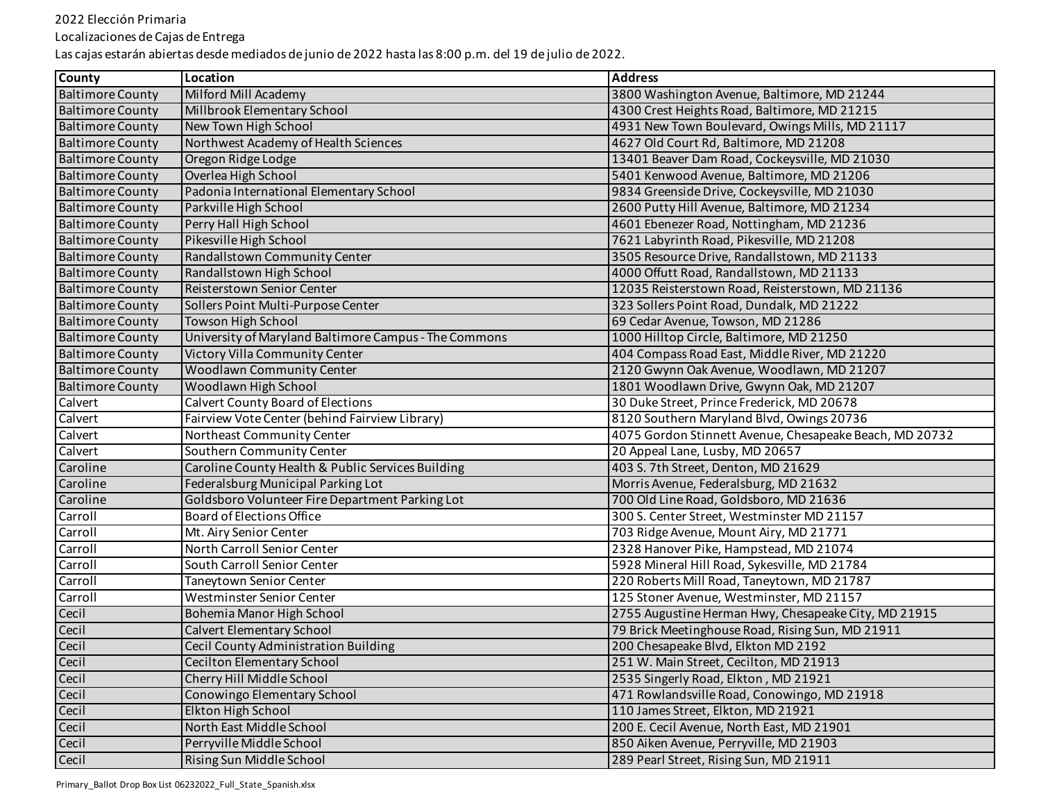2022 Elección Primaria

Localizaciones de Cajas de Entrega

Las cajas estarán abiertas desde mediados de junio de 2022 hasta las 8:00 p.m. del 19 de julio de 2022.

| County | Location | Address |
|---|---|---|
| Baltimore County | Milford Mill Academy | 3800 Washington Avenue, Baltimore, MD 21244 |
| Baltimore County | Millbrook Elementary School | 4300 Crest Heights Road, Baltimore, MD 21215 |
| Baltimore County | New Town High School | 4931 New Town Boulevard, Owings Mills, MD 21117 |
| Baltimore County | Northwest Academy of Health Sciences | 4627 Old Court Rd, Baltimore, MD 21208 |
| Baltimore County | Oregon Ridge Lodge | 13401 Beaver Dam Road, Cockeysville, MD 21030 |
| Baltimore County | Overlea High School | 5401 Kenwood Avenue, Baltimore, MD 21206 |
| Baltimore County | Padonia International Elementary School | 9834 Greenside Drive, Cockeysville, MD 21030 |
| Baltimore County | Parkville High School | 2600 Putty Hill Avenue, Baltimore, MD 21234 |
| Baltimore County | Perry Hall High School | 4601 Ebenezer Road, Nottingham, MD 21236 |
| Baltimore County | Pikesville High School | 7621 Labyrinth Road, Pikesville, MD 21208 |
| Baltimore County | Randallstown Community Center | 3505 Resource Drive, Randallstown, MD 21133 |
| Baltimore County | Randallstown High School | 4000 Offutt Road, Randallstown, MD 21133 |
| Baltimore County | Reisterstown Senior Center | 12035 Reisterstown Road, Reisterstown, MD 21136 |
| Baltimore County | Sollers Point Multi-Purpose Center | 323 Sollers Point Road, Dundalk, MD 21222 |
| Baltimore County | Towson High School | 69 Cedar Avenue, Towson, MD 21286 |
| Baltimore County | University of Maryland Baltimore Campus - The Commons | 1000 Hilltop Circle, Baltimore, MD 21250 |
| Baltimore County | Victory Villa Community Center | 404 Compass Road East, Middle River, MD 21220 |
| Baltimore County | Woodlawn Community Center | 2120 Gwynn Oak Avenue, Woodlawn, MD 21207 |
| Baltimore County | Woodlawn High School | 1801 Woodlawn Drive, Gwynn Oak, MD 21207 |
| Calvert | Calvert County Board of Elections | 30 Duke Street, Prince Frederick, MD 20678 |
| Calvert | Fairview Vote Center (behind Fairview Library) | 8120 Southern Maryland Blvd, Owings 20736 |
| Calvert | Northeast Community Center | 4075 Gordon Stinnett Avenue, Chesapeake Beach, MD 20732 |
| Calvert | Southern Community Center | 20 Appeal Lane, Lusby, MD 20657 |
| Caroline | Caroline County Health & Public Services Building | 403 S. 7th Street, Denton, MD 21629 |
| Caroline | Federalsburg Municipal Parking Lot | Morris Avenue, Federalsburg, MD 21632 |
| Caroline | Goldsboro Volunteer Fire Department Parking Lot | 700 Old Line Road, Goldsboro, MD 21636 |
| Carroll | Board of Elections Office | 300 S. Center Street, Westminster MD 21157 |
| Carroll | Mt. Airy Senior Center | 703 Ridge Avenue, Mount Airy, MD 21771 |
| Carroll | North Carroll Senior Center | 2328 Hanover Pike, Hampstead, MD 21074 |
| Carroll | South Carroll Senior Center | 5928 Mineral Hill Road, Sykesville, MD 21784 |
| Carroll | Taneytown Senior Center | 220 Roberts Mill Road, Taneytown, MD 21787 |
| Carroll | Westminster Senior Center | 125 Stoner Avenue, Westminster, MD 21157 |
| Cecil | Bohemia Manor High School | 2755 Augustine Herman Hwy, Chesapeake City, MD 21915 |
| Cecil | Calvert Elementary School | 79 Brick Meetinghouse Road, Rising Sun, MD 21911 |
| Cecil | Cecil County Administration Building | 200 Chesapeake Blvd, Elkton MD 2192 |
| Cecil | Cecilton Elementary School | 251 W. Main Street, Cecilton, MD 21913 |
| Cecil | Cherry Hill Middle School | 2535 Singerly Road, Elkton , MD 21921 |
| Cecil | Conowingo Elementary School | 471 Rowlandsville Road, Conowingo, MD 21918 |
| Cecil | Elkton High School | 110 James Street, Elkton, MD 21921 |
| Cecil | North East Middle School | 200 E. Cecil Avenue, North East, MD 21901 |
| Cecil | Perryville Middle School | 850 Aiken Avenue, Perryville, MD 21903 |
| Cecil | Rising Sun Middle School | 289 Pearl Street, Rising Sun, MD 21911 |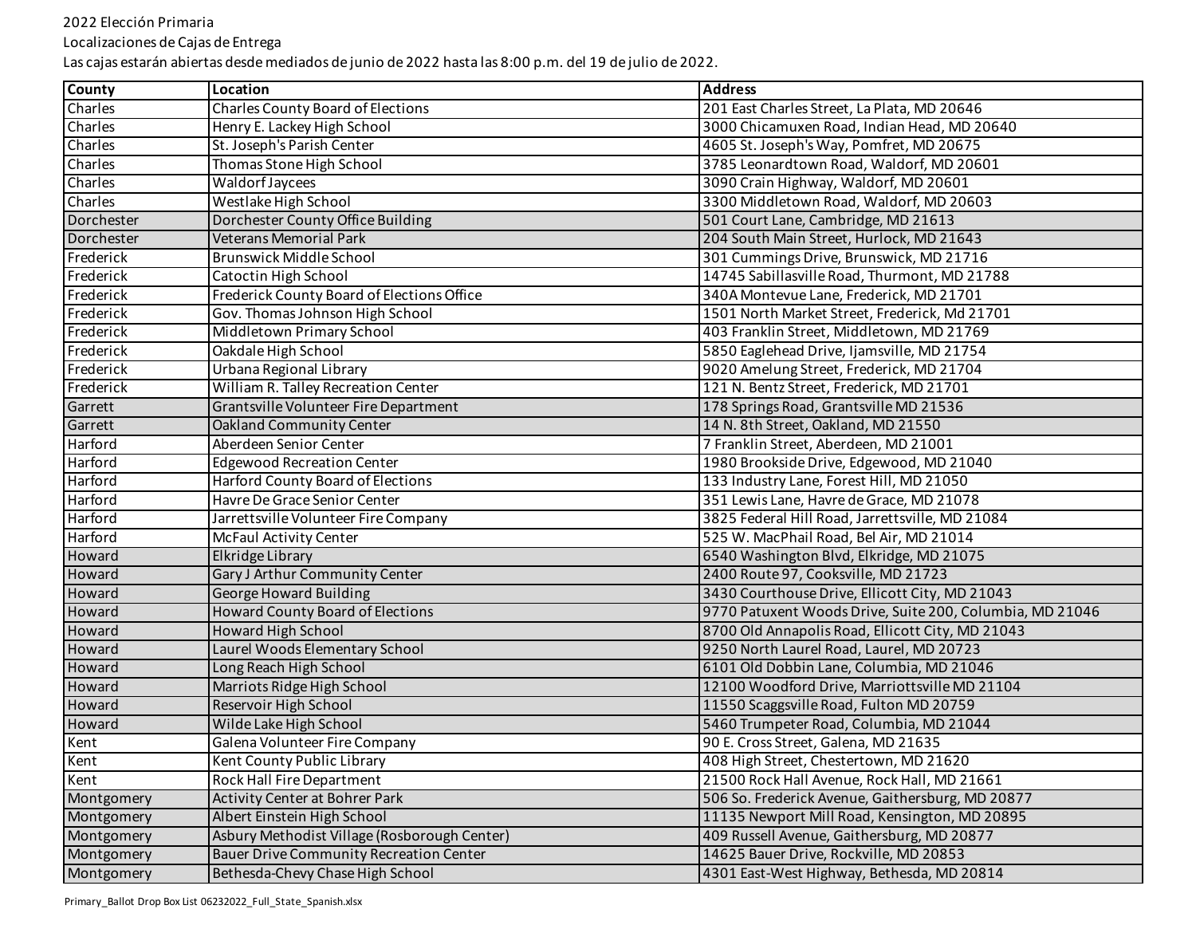2022 Elección Primaria

Localizaciones de Cajas de Entrega

Las cajas estarán abiertas desde mediados de junio de 2022 hasta las 8:00 p.m. del 19 de julio de 2022.

| County | Location | Address |
|---|---|---|
| Charles | Charles County Board of Elections | 201 East Charles Street, La Plata, MD 20646 |
| Charles | Henry E. Lackey High School | 3000 Chicamuxen Road, Indian Head, MD 20640 |
| Charles | St. Joseph's Parish Center | 4605 St. Joseph's Way, Pomfret, MD 20675 |
| Charles | Thomas Stone High School | 3785 Leonardtown Road, Waldorf, MD 20601 |
| Charles | Waldorf Jaycees | 3090 Crain Highway, Waldorf, MD 20601 |
| Charles | Westlake High School | 3300 Middletown Road, Waldorf, MD 20603 |
| Dorchester | Dorchester County Office Building | 501 Court Lane, Cambridge, MD 21613 |
| Dorchester | Veterans Memorial Park | 204 South Main Street, Hurlock, MD 21643 |
| Frederick | Brunswick Middle School | 301 Cummings Drive, Brunswick, MD 21716 |
| Frederick | Catoctin High School | 14745 Sabillasville Road, Thurmont, MD 21788 |
| Frederick | Frederick County Board of Elections Office | 340A Montevue Lane, Frederick, MD 21701 |
| Frederick | Gov. Thomas Johnson High School | 1501 North Market Street, Frederick, Md 21701 |
| Frederick | Middletown Primary School | 403 Franklin Street, Middletown, MD 21769 |
| Frederick | Oakdale High School | 5850 Eaglehead Drive, Ijamsville, MD 21754 |
| Frederick | Urbana Regional Library | 9020 Amelung Street, Frederick, MD 21704 |
| Frederick | William R. Talley Recreation Center | 121 N. Bentz Street, Frederick, MD 21701 |
| Garrett | Grantsville Volunteer Fire Department | 178 Springs Road, Grantsville MD 21536 |
| Garrett | Oakland Community Center | 14 N. 8th Street, Oakland, MD 21550 |
| Harford | Aberdeen Senior Center | 7 Franklin Street, Aberdeen, MD 21001 |
| Harford | Edgewood Recreation Center | 1980 Brookside Drive, Edgewood, MD 21040 |
| Harford | Harford County Board of Elections | 133 Industry Lane, Forest Hill, MD 21050 |
| Harford | Havre De Grace Senior Center | 351 Lewis Lane, Havre de Grace, MD 21078 |
| Harford | Jarrettsville Volunteer Fire Company | 3825 Federal Hill Road, Jarrettsville, MD 21084 |
| Harford | McFaul Activity Center | 525 W. MacPhail Road, Bel Air, MD 21014 |
| Howard | Elkridge Library | 6540 Washington Blvd, Elkridge, MD 21075 |
| Howard | Gary J Arthur Community Center | 2400 Route 97, Cooksville, MD 21723 |
| Howard | George Howard Building | 3430 Courthouse Drive, Ellicott City, MD 21043 |
| Howard | Howard County Board of Elections | 9770 Patuxent Woods Drive, Suite 200, Columbia, MD 21046 |
| Howard | Howard High School | 8700 Old Annapolis Road, Ellicott City, MD 21043 |
| Howard | Laurel Woods Elementary School | 9250 North Laurel Road, Laurel, MD 20723 |
| Howard | Long Reach High School | 6101 Old Dobbin Lane, Columbia, MD 21046 |
| Howard | Marriots Ridge High School | 12100 Woodford Drive, Marriottsville MD 21104 |
| Howard | Reservoir High School | 11550 Scaggsville Road, Fulton MD 20759 |
| Howard | Wilde Lake High School | 5460 Trumpeter Road, Columbia, MD 21044 |
| Kent | Galena Volunteer Fire Company | 90 E. Cross Street, Galena, MD 21635 |
| Kent | Kent County Public Library | 408 High Street, Chestertown, MD 21620 |
| Kent | Rock Hall Fire Department | 21500 Rock Hall Avenue, Rock Hall, MD 21661 |
| Montgomery | Activity Center at Bohrer Park | 506 So. Frederick Avenue, Gaithersburg, MD 20877 |
| Montgomery | Albert Einstein High School | 11135 Newport Mill Road, Kensington, MD 20895 |
| Montgomery | Asbury Methodist Village (Rosborough Center) | 409 Russell Avenue, Gaithersburg, MD 20877 |
| Montgomery | Bauer Drive Community Recreation Center | 14625 Bauer Drive, Rockville, MD 20853 |
| Montgomery | Bethesda-Chevy Chase High School | 4301 East-West Highway, Bethesda, MD 20814 |

Primary_Ballot Drop Box List 06232022_Full_State_Spanish.xlsx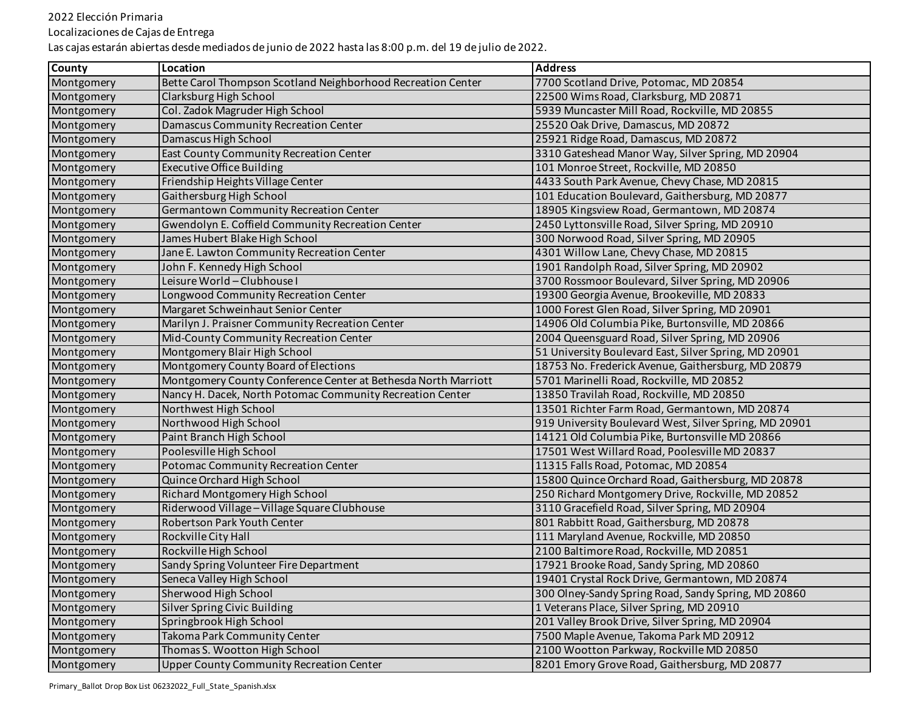2022 Elección Primaria

Localizaciones de Cajas de Entrega

Las cajas estarán abiertas desde mediados de junio de 2022 hasta las 8:00 p.m. del 19 de julio de 2022.

| County | Location | Address |
| --- | --- | --- |
| Montgomery | Bette Carol Thompson Scotland Neighborhood Recreation Center | 7700 Scotland Drive, Potomac, MD 20854 |
| Montgomery | Clarksburg High School | 22500 Wims Road, Clarksburg, MD 20871 |
| Montgomery | Col. Zadok Magruder High School | 5939 Muncaster Mill Road, Rockville, MD 20855 |
| Montgomery | Damascus Community Recreation Center | 25520 Oak Drive, Damascus, MD 20872 |
| Montgomery | Damascus High School | 25921 Ridge Road, Damascus, MD 20872 |
| Montgomery | East County Community Recreation Center | 3310 Gateshead Manor Way, Silver Spring, MD 20904 |
| Montgomery | Executive Office Building | 101 Monroe Street, Rockville, MD 20850 |
| Montgomery | Friendship Heights Village Center | 4433 South Park Avenue, Chevy Chase, MD 20815 |
| Montgomery | Gaithersburg High School | 101 Education Boulevard, Gaithersburg, MD 20877 |
| Montgomery | Germantown Community Recreation Center | 18905 Kingsview Road, Germantown, MD 20874 |
| Montgomery | Gwendolyn E. Coffield Community Recreation Center | 2450 Lyttonsville Road, Silver Spring, MD 20910 |
| Montgomery | James Hubert Blake High School | 300 Norwood Road, Silver Spring, MD 20905 |
| Montgomery | Jane E. Lawton Community Recreation Center | 4301 Willow Lane, Chevy Chase, MD 20815 |
| Montgomery | John F. Kennedy High School | 1901 Randolph Road, Silver Spring, MD 20902 |
| Montgomery | Leisure World – Clubhouse I | 3700 Rossmoor Boulevard, Silver Spring, MD 20906 |
| Montgomery | Longwood Community Recreation Center | 19300 Georgia Avenue, Brookeville, MD 20833 |
| Montgomery | Margaret Schweinhaut Senior Center | 1000 Forest Glen Road, Silver Spring, MD 20901 |
| Montgomery | Marilyn J. Praisner Community Recreation Center | 14906 Old Columbia Pike, Burtonsville, MD 20866 |
| Montgomery | Mid-County Community Recreation Center | 2004 Queensguard Road, Silver Spring, MD 20906 |
| Montgomery | Montgomery Blair High School | 51 University Boulevard East, Silver Spring, MD 20901 |
| Montgomery | Montgomery County Board of Elections | 18753 No. Frederick Avenue, Gaithersburg, MD 20879 |
| Montgomery | Montgomery County Conference Center at Bethesda North Marriott | 5701 Marinelli Road, Rockville, MD 20852 |
| Montgomery | Nancy H. Dacek, North Potomac Community Recreation Center | 13850 Travilah Road, Rockville, MD 20850 |
| Montgomery | Northwest High School | 13501 Richter Farm Road, Germantown, MD 20874 |
| Montgomery | Northwood High School | 919 University Boulevard West, Silver Spring, MD 20901 |
| Montgomery | Paint Branch High School | 14121 Old Columbia Pike, Burtonsville MD 20866 |
| Montgomery | Poolesville High School | 17501 West Willard Road, Poolesville MD 20837 |
| Montgomery | Potomac Community Recreation Center | 11315 Falls Road, Potomac, MD 20854 |
| Montgomery | Quince Orchard High School | 15800 Quince Orchard Road, Gaithersburg, MD 20878 |
| Montgomery | Richard Montgomery High School | 250 Richard Montgomery Drive, Rockville, MD 20852 |
| Montgomery | Riderwood Village – Village Square Clubhouse | 3110 Gracefield Road, Silver Spring, MD 20904 |
| Montgomery | Robertson Park Youth Center | 801 Rabbitt Road, Gaithersburg, MD 20878 |
| Montgomery | Rockville City Hall | 111 Maryland Avenue, Rockville, MD 20850 |
| Montgomery | Rockville High School | 2100 Baltimore Road, Rockville, MD 20851 |
| Montgomery | Sandy Spring Volunteer Fire Department | 17921 Brooke Road, Sandy Spring, MD 20860 |
| Montgomery | Seneca Valley High School | 19401 Crystal Rock Drive, Germantown, MD 20874 |
| Montgomery | Sherwood High School | 300 Olney-Sandy Spring Road, Sandy Spring, MD 20860 |
| Montgomery | Silver Spring Civic Building | 1 Veterans Place, Silver Spring, MD 20910 |
| Montgomery | Springbrook High School | 201 Valley Brook Drive, Silver Spring, MD 20904 |
| Montgomery | Takoma Park Community Center | 7500 Maple Avenue, Takoma Park MD 20912 |
| Montgomery | Thomas S. Wootton High School | 2100 Wootton Parkway, Rockville MD 20850 |
| Montgomery | Upper County Community Recreation Center | 8201 Emory Grove Road, Gaithersburg, MD 20877 |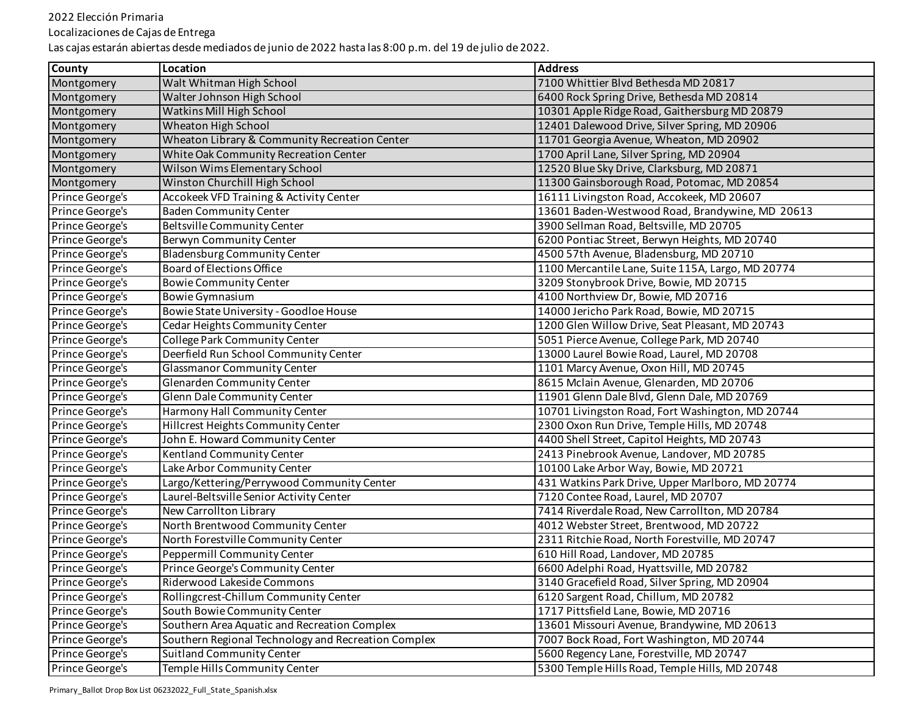2022 Elección Primaria

Localizaciones de Cajas de Entrega

Las cajas estarán abiertas desde mediados de junio de 2022 hasta las 8:00 p.m. del 19 de julio de 2022.

| County | Location | Address |
|---|---|---|
| Montgomery | Walt Whitman High School | 7100 Whittier Blvd Bethesda MD 20817 |
| Montgomery | Walter Johnson High School | 6400 Rock Spring Drive, Bethesda MD 20814 |
| Montgomery | Watkins Mill High School | 10301 Apple Ridge Road, Gaithersburg MD 20879 |
| Montgomery | Wheaton High School | 12401 Dalewood Drive, Silver Spring, MD 20906 |
| Montgomery | Wheaton Library & Community Recreation Center | 11701 Georgia Avenue, Wheaton, MD 20902 |
| Montgomery | White Oak Community Recreation Center | 1700 April Lane, Silver Spring, MD 20904 |
| Montgomery | Wilson Wims Elementary School | 12520 Blue Sky Drive, Clarksburg, MD 20871 |
| Montgomery | Winston Churchill High School | 11300 Gainsborough Road, Potomac, MD 20854 |
| Prince George's | Accokeek VFD Training & Activity Center | 16111 Livingston Road, Accokeek, MD 20607 |
| Prince George's | Baden Community Center | 13601 Baden-Westwood Road, Brandywine, MD 20613 |
| Prince George's | Beltsville Community Center | 3900 Sellman Road, Beltsville, MD 20705 |
| Prince George's | Berwyn Community Center | 6200 Pontiac Street, Berwyn Heights, MD 20740 |
| Prince George's | Bladensburg Community Center | 4500 57th Avenue, Bladensburg, MD 20710 |
| Prince George's | Board of Elections Office | 1100 Mercantile Lane, Suite 115A, Largo, MD 20774 |
| Prince George's | Bowie Community Center | 3209 Stonybrook Drive, Bowie, MD 20715 |
| Prince George's | Bowie Gymnasium | 4100 Northview Dr, Bowie, MD 20716 |
| Prince George's | Bowie State University - Goodloe House | 14000 Jericho Park Road, Bowie, MD 20715 |
| Prince George's | Cedar Heights Community Center | 1200 Glen Willow Drive, Seat Pleasant, MD 20743 |
| Prince George's | College Park Community Center | 5051 Pierce Avenue, College Park, MD 20740 |
| Prince George's | Deerfield Run School Community Center | 13000 Laurel Bowie Road, Laurel, MD 20708 |
| Prince George's | Glassmanor Community Center | 1101 Marcy Avenue, Oxon Hill, MD 20745 |
| Prince George's | Glenarden Community Center | 8615 Mclain Avenue, Glenarden, MD 20706 |
| Prince George's | Glenn Dale Community Center | 11901 Glenn Dale Blvd, Glenn Dale, MD 20769 |
| Prince George's | Harmony Hall Community Center | 10701 Livingston Road, Fort Washington, MD 20744 |
| Prince George's | Hillcrest Heights Community Center | 2300 Oxon Run Drive, Temple Hills, MD 20748 |
| Prince George's | John E. Howard Community Center | 4400 Shell Street, Capitol Heights, MD 20743 |
| Prince George's | Kentland Community Center | 2413 Pinebrook Avenue, Landover, MD 20785 |
| Prince George's | Lake Arbor Community Center | 10100 Lake Arbor Way, Bowie, MD 20721 |
| Prince George's | Largo/Kettering/Perrywood Community Center | 431 Watkins Park Drive, Upper Marlboro, MD 20774 |
| Prince George's | Laurel-Beltsville Senior Activity Center | 7120 Contee Road, Laurel, MD 20707 |
| Prince George's | New Carrollton Library | 7414 Riverdale Road, New Carrollton, MD 20784 |
| Prince George's | North Brentwood Community Center | 4012 Webster Street, Brentwood, MD 20722 |
| Prince George's | North Forestville Community Center | 2311 Ritchie Road, North Forestville, MD 20747 |
| Prince George's | Peppermill Community Center | 610 Hill Road, Landover, MD 20785 |
| Prince George's | Prince George's Community Center | 6600 Adelphi Road, Hyattsville, MD 20782 |
| Prince George's | Riderwood Lakeside Commons | 3140 Gracefield Road, Silver Spring, MD 20904 |
| Prince George's | Rollingcrest-Chillum Community Center | 6120 Sargent Road, Chillum, MD 20782 |
| Prince George's | South Bowie Community Center | 1717 Pittsfield Lane, Bowie, MD 20716 |
| Prince George's | Southern Area Aquatic and Recreation Complex | 13601 Missouri Avenue, Brandywine, MD 20613 |
| Prince George's | Southern Regional Technology and Recreation Complex | 7007 Bock Road, Fort Washington, MD 20744 |
| Prince George's | Suitland Community Center | 5600 Regency Lane, Forestville, MD 20747 |
| Prince George's | Temple Hills Community Center | 5300 Temple Hills Road, Temple Hills, MD 20748 |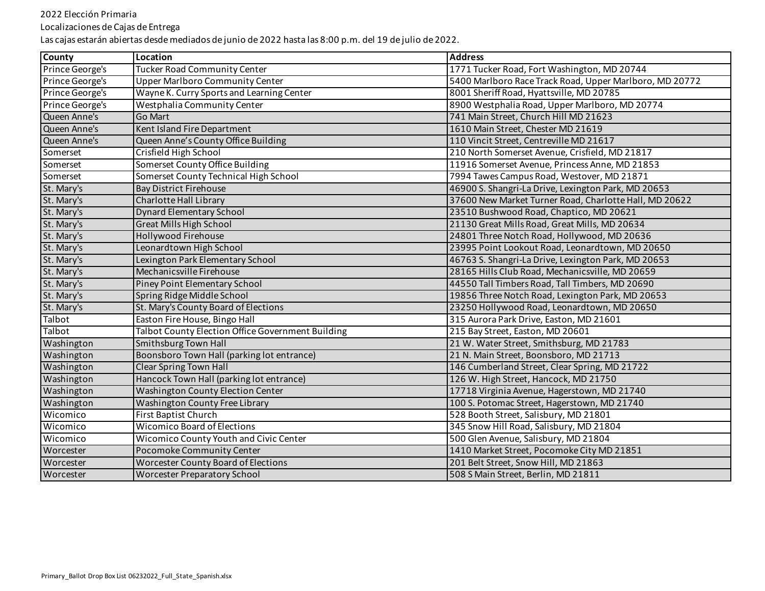2022 Elección Primaria

Localizaciones de Cajas de Entrega

Las cajas estarán abiertas desde mediados de junio de 2022 hasta las 8:00 p.m. del 19 de julio de 2022.

| County | Location | Address |
|---|---|---|
| Prince George's | Tucker Road Community Center | 1771 Tucker Road, Fort Washington, MD 20744 |
| Prince George's | Upper Marlboro Community Center | 5400 Marlboro Race Track Road, Upper Marlboro, MD 20772 |
| Prince George's | Wayne K. Curry Sports and Learning Center | 8001 Sheriff Road, Hyattsville, MD 20785 |
| Prince George's | Westphalia Community Center | 8900 Westphalia Road, Upper Marlboro, MD 20774 |
| Queen Anne's | Go Mart | 741 Main Street, Church Hill MD 21623 |
| Queen Anne's | Kent Island Fire Department | 1610 Main Street, Chester MD 21619 |
| Queen Anne's | Queen Anne’s County Office Building | 110 Vincit Street, Centreville MD 21617 |
| Somerset | Crisfield High School | 210 North Somerset Avenue, Crisfield, MD 21817 |
| Somerset | Somerset County Office Building | 11916 Somerset Avenue, Princess Anne, MD 21853 |
| Somerset | Somerset County Technical High School | 7994 Tawes Campus Road, Westover, MD 21871 |
| St. Mary's | Bay District Firehouse | 46900 S. Shangri-La Drive, Lexington Park, MD 20653 |
| St. Mary's | Charlotte Hall Library | 37600 New Market Turner Road, Charlotte Hall, MD 20622 |
| St. Mary's | Dynard Elementary School | 23510 Bushwood Road, Chaptico, MD 20621 |
| St. Mary's | Great Mills High School | 21130 Great Mills Road, Great Mills, MD 20634 |
| St. Mary's | Hollywood Firehouse | 24801 Three Notch Road, Hollywood, MD 20636 |
| St. Mary's | Leonardtown High School | 23995 Point Lookout Road, Leonardtown, MD 20650 |
| St. Mary's | Lexington Park Elementary School | 46763 S. Shangri-La Drive, Lexington Park, MD 20653 |
| St. Mary's | Mechanicsville Firehouse | 28165 Hills Club Road, Mechanicsville, MD 20659 |
| St. Mary's | Piney Point Elementary School | 44550 Tall Timbers Road, Tall Timbers, MD 20690 |
| St. Mary's | Spring Ridge Middle School | 19856 Three Notch Road, Lexington Park, MD 20653 |
| St. Mary's | St. Mary's County Board of Elections | 23250 Hollywood Road, Leonardtown, MD 20650 |
| Talbot | Easton Fire House, Bingo Hall | 315 Aurora Park Drive, Easton, MD 21601 |
| Talbot | Talbot County Election Office Government Building | 215 Bay Street, Easton, MD 20601 |
| Washington | Smithsburg Town Hall | 21 W. Water Street, Smithsburg, MD 21783 |
| Washington | Boonsboro Town Hall (parking lot entrance) | 21 N. Main Street, Boonsboro, MD 21713 |
| Washington | Clear Spring Town Hall | 146 Cumberland Street, Clear Spring, MD 21722 |
| Washington | Hancock Town Hall (parking lot entrance) | 126 W. High Street, Hancock, MD 21750 |
| Washington | Washington County Election Center | 17718 Virginia Avenue, Hagerstown, MD 21740 |
| Washington | Washington County Free Library | 100 S. Potomac Street, Hagerstown, MD 21740 |
| Wicomico | First Baptist Church | 528 Booth Street, Salisbury, MD 21801 |
| Wicomico | Wicomico Board of Elections | 345 Snow Hill Road, Salisbury, MD 21804 |
| Wicomico | Wicomico County Youth and Civic Center | 500 Glen Avenue, Salisbury, MD 21804 |
| Worcester | Pocomoke Community Center | 1410 Market Street, Pocomoke City MD 21851 |
| Worcester | Worcester County Board of Elections | 201 Belt Street, Snow Hill, MD 21863 |
| Worcester | Worcester Preparatory School | 508 S Main Street, Berlin, MD 21811 |